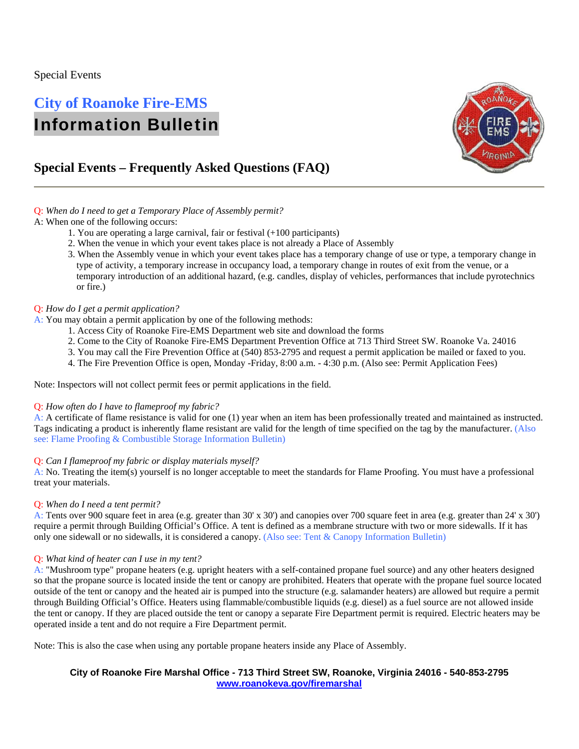Special Events

## City of Roanoke Fire-EMS

# Information Bulletin

## Special Events – Frequently Asked Questions (FAQ)

---

Q: *When do I need to get a Temporary Place of Assembly permit?*

A: When one of the following occurs:

1. You are operating a large carnival, fair or festival (+100 participants)
2. When the venue in which your event takes place is not already a Place of Assembly
3. When the Assembly venue in which your event takes place has a temporary change of use or type, a temporary change in type of activity, a temporary increase in occupancy load, a temporary change in routes of exit from the venue, or a temporary introduction of an additional hazard, (e.g. candles, display of vehicles, performances that include pyrotechnics or fire.)

Q: *How do I get a permit application?*

A: You may obtain a permit application by one of the following methods:

1. Access City of Roanoke Fire-EMS Department web site and download the forms
2. Come to the City of Roanoke Fire-EMS Department Prevention Office at 713 Third Street SW. Roanoke Va. 24016
3. You may call the Fire Prevention Office at (540) 853-2795 and request a permit application be mailed or faxed to you.
4. The Fire Prevention Office is open, Monday -Friday, 8:00 a.m. - 4:30 p.m. (Also see: Permit Application Fees)

Note: Inspectors will not collect permit fees or permit applications in the field.

Q: *How often do I have to flameproof my fabric?*

A: A certificate of flame resistance is valid for one (1) year when an item has been professionally treated and maintained as instructed. Tags indicating a product is inherently flame resistant are valid for the length of time specified on the tag by the manufacturer. (Also see: Flame Proofing & Combustible Storage Information Bulletin)

Q: *Can I flameproof my fabric or display materials myself?*

A: No. Treating the item(s) yourself is no longer acceptable to meet the standards for Flame Proofing. You must have a professional treat your materials.

Q: *When do I need a tent permit?*

A: Tents over 900 square feet in area (e.g. greater than 30' x 30') and canopies over 700 square feet in area (e.g. greater than 24' x 30') require a permit through Building Official's Office. A tent is defined as a membrane structure with two or more sidewalls. If it has only one sidewall or no sidewalls, it is considered a canopy. (Also see: Tent & Canopy Information Bulletin)

Q: *What kind of heater can I use in my tent?*

A: "Mushroom type" propane heaters (e.g. upright heaters with a self-contained propane fuel source) and any other heaters designed so that the propane source is located inside the tent or canopy are prohibited. Heaters that operate with the propane fuel source located outside of the tent or canopy and the heated air is pumped into the structure (e.g. salamander heaters) are allowed but require a permit through Building Official's Office. Heaters using flammable/combustible liquids (e.g. diesel) as a fuel source are not allowed inside the tent or canopy. If they are placed outside the tent or canopy a separate Fire Department permit is required. Electric heaters may be operated inside a tent and do not require a Fire Department permit.

Note: This is also the case when using any portable propane heaters inside any Place of Assembly.

**City of Roanoke Fire Marshal Office - 713 Third Street SW, Roanoke, Virginia 24016 - 540-853-2795**
**www.roanokeva.gov/firemarshal**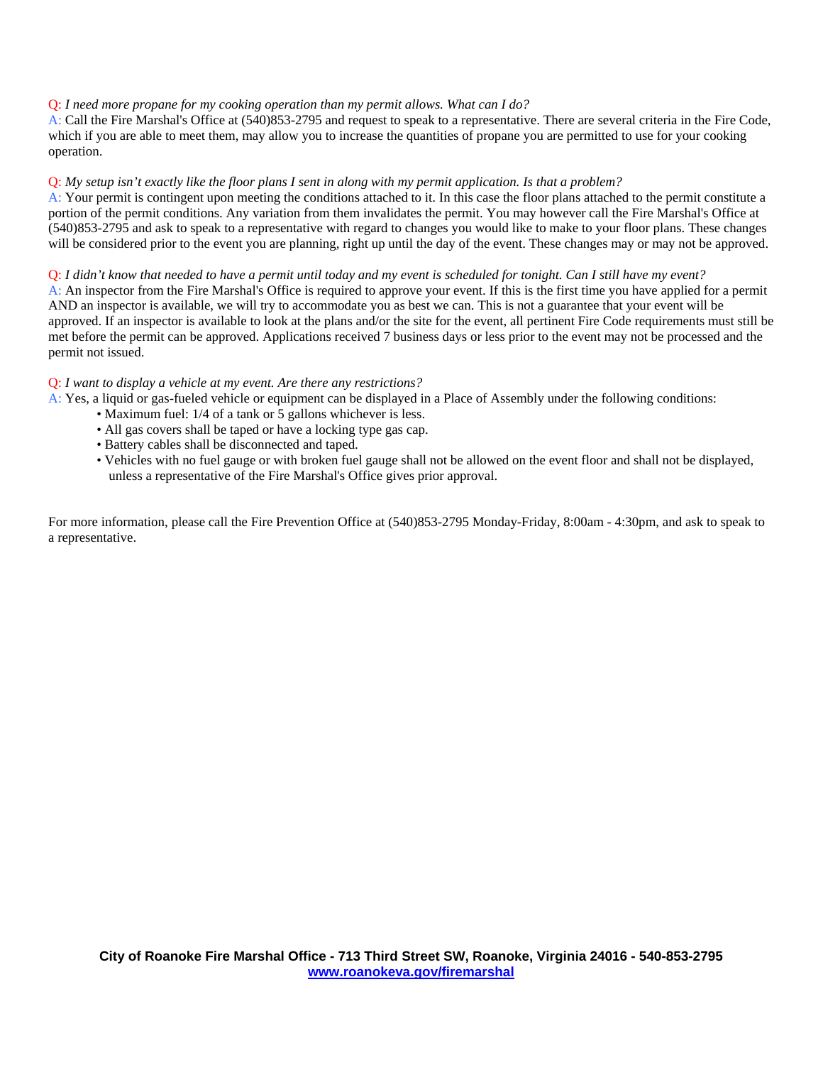Q: *I need more propane for my cooking operation than my permit allows. What can I do?*
A: Call the Fire Marshal's Office at (540)853-2795 and request to speak to a representative. There are several criteria in the Fire Code, which if you are able to meet them, may allow you to increase the quantities of propane you are permitted to use for your cooking operation.

Q: *My setup isn't exactly like the floor plans I sent in along with my permit application. Is that a problem?*
A: Your permit is contingent upon meeting the conditions attached to it. In this case the floor plans attached to the permit constitute a portion of the permit conditions. Any variation from them invalidates the permit. You may however call the Fire Marshal's Office at (540)853-2795 and ask to speak to a representative with regard to changes you would like to make to your floor plans. These changes will be considered prior to the event you are planning, right up until the day of the event. These changes may or may not be approved.

Q: *I didn't know that needed to have a permit until today and my event is scheduled for tonight. Can I still have my event?*
A: An inspector from the Fire Marshal's Office is required to approve your event. If this is the first time you have applied for a permit AND an inspector is available, we will try to accommodate you as best we can. This is not a guarantee that your event will be approved. If an inspector is available to look at the plans and/or the site for the event, all pertinent Fire Code requirements must still be met before the permit can be approved. Applications received 7 business days or less prior to the event may not be processed and the permit not issued.

Q: *I want to display a vehicle at my event. Are there any restrictions?*
A: Yes, a liquid or gas-fueled vehicle or equipment can be displayed in a Place of Assembly under the following conditions:

- Maximum fuel: 1/4 of a tank or 5 gallons whichever is less.
- All gas covers shall be taped or have a locking type gas cap.
- Battery cables shall be disconnected and taped.
- Vehicles with no fuel gauge or with broken fuel gauge shall not be allowed on the event floor and shall not be displayed, unless a representative of the Fire Marshal's Office gives prior approval.

For more information, please call the Fire Prevention Office at (540)853-2795 Monday-Friday, 8:00am - 4:30pm, and ask to speak to a representative.

**City of Roanoke Fire Marshal Office - 713 Third Street SW, Roanoke, Virginia 24016 - 540-853-2795**
**www.roanokeva.gov/firemarshal**